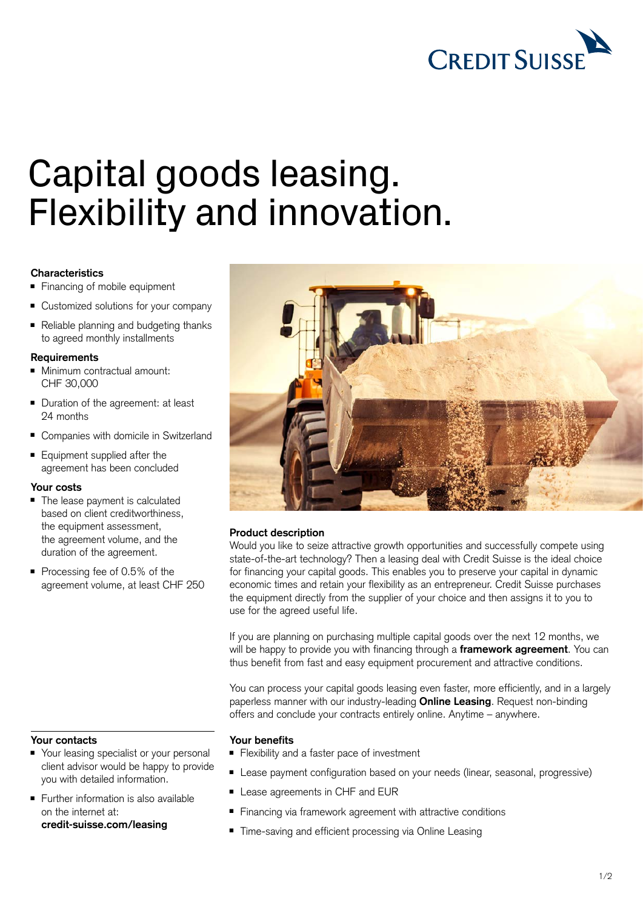# Capital goods leasing. Flexibility and innovation.

**Characteristics**

- Financing of mobile equipment
- Customized solutions for your company
- Reliable planning and budgeting thanks to agreed monthly installments

**Requirements**

- Minimum contractual amount: CHF 30,000
- Duration of the agreement: at least 24 months
- Companies with domicile in Switzerland
- Equipment supplied after the agreement has been concluded

**Your costs**

- The lease payment is calculated based on client creditworthiness, the equipment assessment, the agreement volume, and the duration of the agreement.
- Processing fee of 0.5% of the agreement volume, at least CHF 250

**Product description**

Would you like to seize attractive growth opportunities and successfully compete using state-of-the-art technology? Then a leasing deal with Credit Suisse is the ideal choice for financing your capital goods. This enables you to preserve your capital in dynamic economic times and retain your flexibility as an entrepreneur. Credit Suisse purchases the equipment directly from the supplier of your choice and then assigns it to you to use for the agreed useful life.

If you are planning on purchasing multiple capital goods over the next 12 months, we will be happy to provide you with financing through a **framework agreement**. You can thus benefit from fast and easy equipment procurement and attractive conditions.

You can process your capital goods leasing even faster, more efficiently, and in a largely paperless manner with our industry-leading **Online Leasing**. Request non-binding offers and conclude your contracts entirely online. Anytime – anywhere.

**Your contacts**

- Your leasing specialist or your personal client advisor would be happy to provide you with detailed information.
- Further information is also available on the internet at: **credit-suisse.com/leasing**

**Your benefits**

- Flexibility and a faster pace of investment
- Lease payment configuration based on your needs (linear, seasonal, progressive)
- Lease agreements in CHF and EUR
- Financing via framework agreement with attractive conditions
- Time-saving and efficient processing via Online Leasing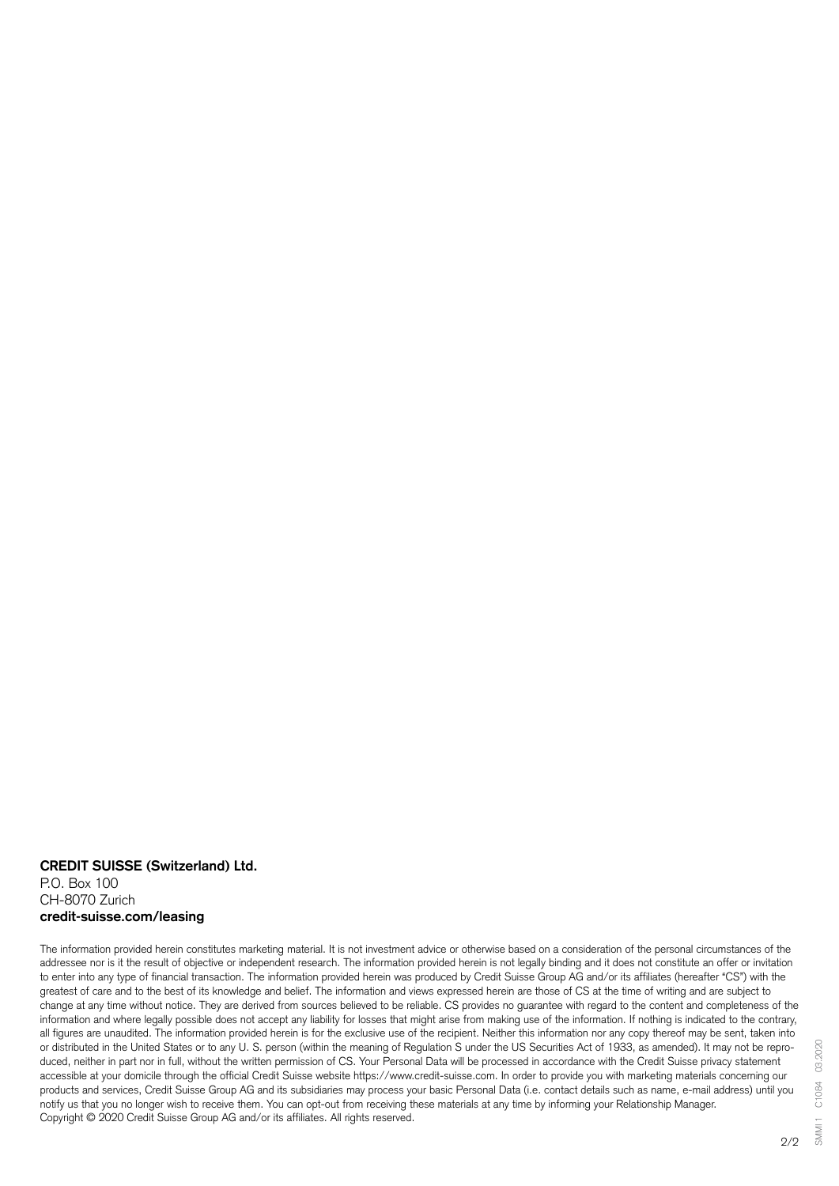**CREDIT SUISSE (Switzerland) Ltd.**
P.O. Box 100
CH-8070 Zurich
**credit-suisse.com/leasing**

The information provided herein constitutes marketing material. It is not investment advice or otherwise based on a consideration of the personal circumstances of the addressee nor is it the result of objective or independent research. The information provided herein is not legally binding and it does not constitute an offer or invitation to enter into any type of financial transaction. The information provided herein was produced by Credit Suisse Group AG and/or its affiliates (hereafter "CS") with the greatest of care and to the best of its knowledge and belief. The information and views expressed herein are those of CS at the time of writing and are subject to change at any time without notice. They are derived from sources believed to be reliable. CS provides no guarantee with regard to the content and completeness of the information and where legally possible does not accept any liability for losses that might arise from making use of the information. If nothing is indicated to the contrary, all figures are unaudited. The information provided herein is for the exclusive use of the recipient. Neither this information nor any copy thereof may be sent, taken into or distributed in the United States or to any U. S. person (within the meaning of Regulation S under the US Securities Act of 1933, as amended). It may not be reproduced, neither in part nor in full, without the written permission of CS. Your Personal Data will be processed in accordance with the Credit Suisse privacy statement accessible at your domicile through the official Credit Suisse website https://www.credit-suisse.com. In order to provide you with marketing materials concerning our products and services, Credit Suisse Group AG and its subsidiaries may process your basic Personal Data (i.e. contact details such as name, e-mail address) until you notify us that you no longer wish to receive them. You can opt-out from receiving these materials at any time by informing your Relationship Manager.
Copyright © 2020 Credit Suisse Group AG and/or its affiliates. All rights reserved.

SMM11 C1084 03.2020